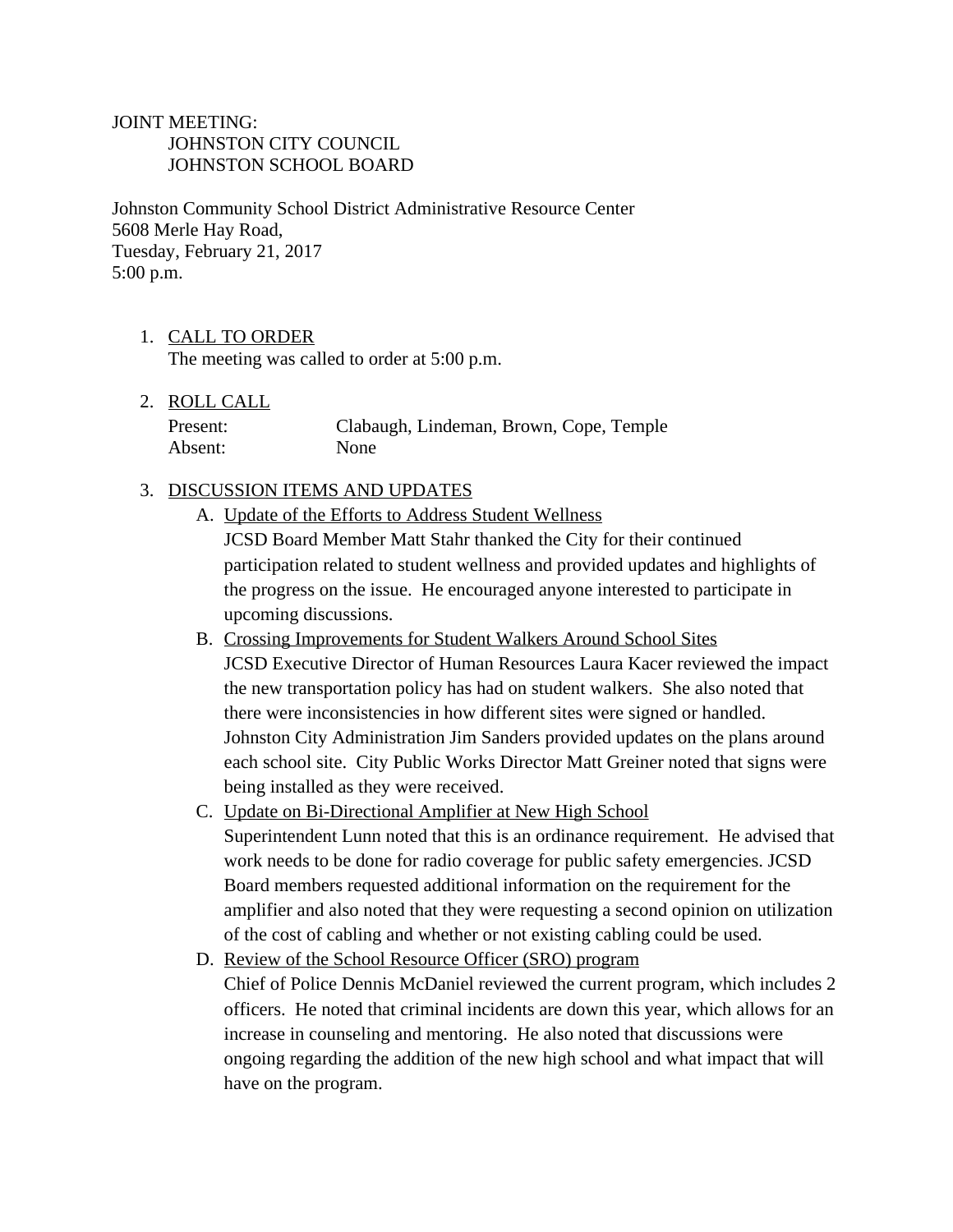JOINT MEETING:
JOHNSTON CITY COUNCIL
JOHNSTON SCHOOL BOARD

Johnston Community School District Administrative Resource Center
5608 Merle Hay Road,
Tuesday, February 21, 2017
5:00 p.m.

1. CALL TO ORDER
   The meeting was called to order at 5:00 p.m.

2. ROLL CALL

   | | |
   |---|---|
   | Present: | Clabaugh, Lindeman, Brown, Cope, Temple |
   | Absent: | None |

3. DISCUSSION ITEMS AND UPDATES
   A. Update of the Efforts to Address Student Wellness
   JCSD Board Member Matt Stahr thanked the City for their continued participation related to student wellness and provided updates and highlights of the progress on the issue. He encouraged anyone interested to participate in upcoming discussions.

   B. Crossing Improvements for Student Walkers Around School Sites
   JCSD Executive Director of Human Resources Laura Kacer reviewed the impact the new transportation policy has had on student walkers. She also noted that there were inconsistencies in how different sites were signed or handled. Johnston City Administration Jim Sanders provided updates on the plans around each school site. City Public Works Director Matt Greiner noted that signs were being installed as they were received.

   C. Update on Bi-Directional Amplifier at New High School
   Superintendent Lunn noted that this is an ordinance requirement. He advised that work needs to be done for radio coverage for public safety emergencies. JCSD Board members requested additional information on the requirement for the amplifier and also noted that they were requesting a second opinion on utilization of the cost of cabling and whether or not existing cabling could be used.

   D. Review of the School Resource Officer (SRO) program
   Chief of Police Dennis McDaniel reviewed the current program, which includes 2 officers. He noted that criminal incidents are down this year, which allows for an increase in counseling and mentoring. He also noted that discussions were ongoing regarding the addition of the new high school and what impact that will have on the program.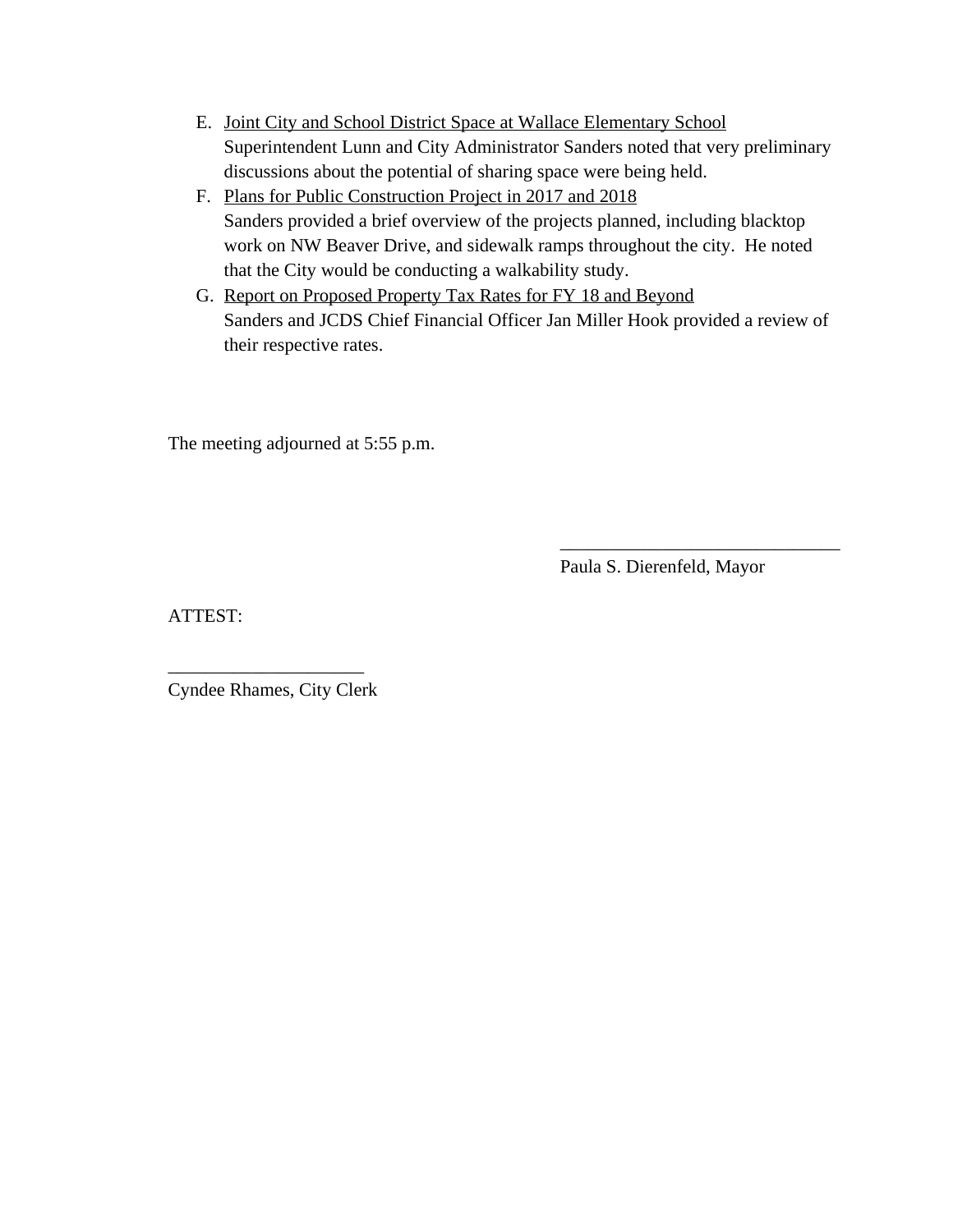E. Joint City and School District Space at Wallace Elementary School
   Superintendent Lunn and City Administrator Sanders noted that very preliminary discussions about the potential of sharing space were being held.

F. Plans for Public Construction Project in 2017 and 2018
   Sanders provided a brief overview of the projects planned, including blacktop work on NW Beaver Drive, and sidewalk ramps throughout the city. He noted that the City would be conducting a walkability study.

G. Report on Proposed Property Tax Rates for FY 18 and Beyond
   Sanders and JCDS Chief Financial Officer Jan Miller Hook provided a review of their respective rates.

The meeting adjourned at 5:55 p.m.

______________________________
Paula S. Dierenfeld, Mayor

ATTEST:

____________________
Cyndee Rhames, City Clerk